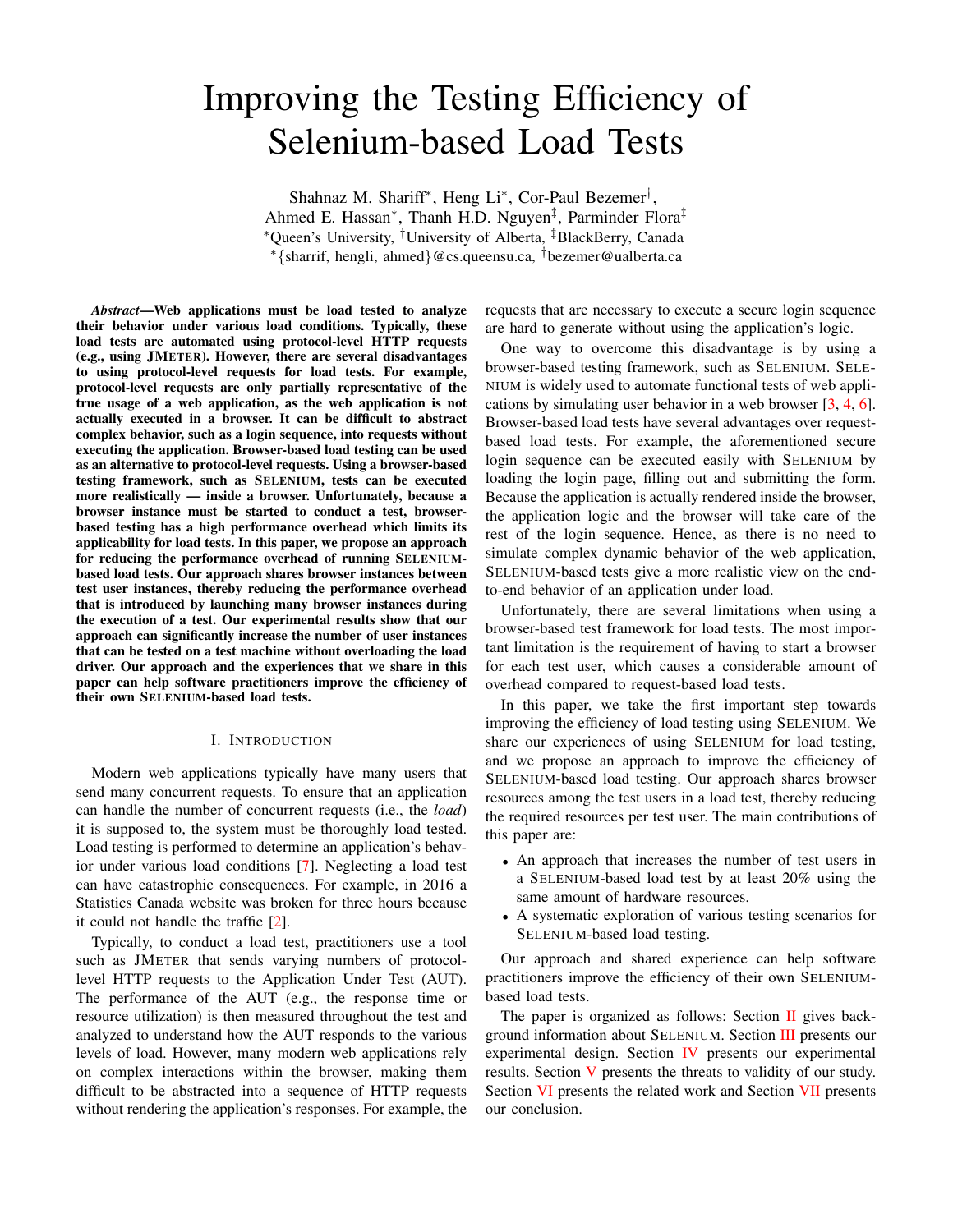# Improving the Testing Efficiency of Selenium-based Load Tests

Shahnaz M. Shariff[*], Heng Li[*], Cor-Paul Bezemer[†], Ahmed E. Hassan[*], Thanh H.D. Nguyen[‡], Parminder Flora[‡]

[*]Queen's University, [†]University of Alberta, [‡]BlackBerry, Canada

[*]{sharrif, hengli, ahmed}@cs.queensu.ca, [†]bezemer@ualberta.ca

***Abstract*—Web applications must be load tested to analyze their behavior under various load conditions. Typically, these load tests are automated using protocol-level HTTP requests (e.g., using JMETER). However, there are several disadvantages to using protocol-level requests for load tests. For example, protocol-level requests are only partially representative of the true usage of a web application, as the web application is not actually executed in a browser. It can be difficult to abstract complex behavior, such as a login sequence, into requests without executing the application. Browser-based load testing can be used as an alternative to protocol-level requests. Using a browser-based testing framework, such as SELENIUM, tests can be executed more realistically — inside a browser. Unfortunately, because a browser instance must be started to conduct a test, browser-based testing has a high performance overhead which limits its applicability for load tests. In this paper, we propose an approach for reducing the performance overhead of running SELENIUM-based load tests. Our approach shares browser instances between test user instances, thereby reducing the performance overhead that is introduced by launching many browser instances during the execution of a test. Our experimental results show that our approach can significantly increase the number of user instances that can be tested on a test machine without overloading the load driver. Our approach and the experiences that we share in this paper can help software practitioners improve the efficiency of their own SELENIUM-based load tests.**

## I. Introduction

Modern web applications typically have many users that send many concurrent requests. To ensure that an application can handle the number of concurrent requests (i.e., the *load*) it is supposed to, the system must be thoroughly load tested. Load testing is performed to determine an application's behavior under various load conditions [7]. Neglecting a load test can have catastrophic consequences. For example, in 2016 a Statistics Canada website was broken for three hours because it could not handle the traffic [2].

Typically, to conduct a load test, practitioners use a tool such as JMETER that sends varying numbers of protocol-level HTTP requests to the Application Under Test (AUT). The performance of the AUT (e.g., the response time or resource utilization) is then measured throughout the test and analyzed to understand how the AUT responds to the various levels of load. However, many modern web applications rely on complex interactions within the browser, making them difficult to be abstracted into a sequence of HTTP requests without rendering the application's responses. For example, the requests that are necessary to execute a secure login sequence are hard to generate without using the application's logic.

One way to overcome this disadvantage is by using a browser-based testing framework, such as SELENIUM. SELENIUM is widely used to automate functional tests of web applications by simulating user behavior in a web browser [3, 4, 6]. Browser-based load tests have several advantages over request-based load tests. For example, the aforementioned secure login sequence can be executed easily with SELENIUM by loading the login page, filling out and submitting the form. Because the application is actually rendered inside the browser, the application logic and the browser will take care of the rest of the login sequence. Hence, as there is no need to simulate complex dynamic behavior of the web application, SELENIUM-based tests give a more realistic view on the end-to-end behavior of an application under load.

Unfortunately, there are several limitations when using a browser-based test framework for load tests. The most important limitation is the requirement of having to start a browser for each test user, which causes a considerable amount of overhead compared to request-based load tests.

In this paper, we take the first important step towards improving the efficiency of load testing using SELENIUM. We share our experiences of using SELENIUM for load testing, and we propose an approach to improve the efficiency of SELENIUM-based load testing. Our approach shares browser resources among the test users in a load test, thereby reducing the required resources per test user. The main contributions of this paper are:

- An approach that increases the number of test users in a SELENIUM-based load test by at least 20% using the same amount of hardware resources.
- A systematic exploration of various testing scenarios for SELENIUM-based load testing.

Our approach and shared experience can help software practitioners improve the efficiency of their own SELENIUM-based load tests.

The paper is organized as follows: Section II gives background information about SELENIUM. Section III presents our experimental design. Section IV presents our experimental results. Section V presents the threats to validity of our study. Section VI presents the related work and Section VII presents our conclusion.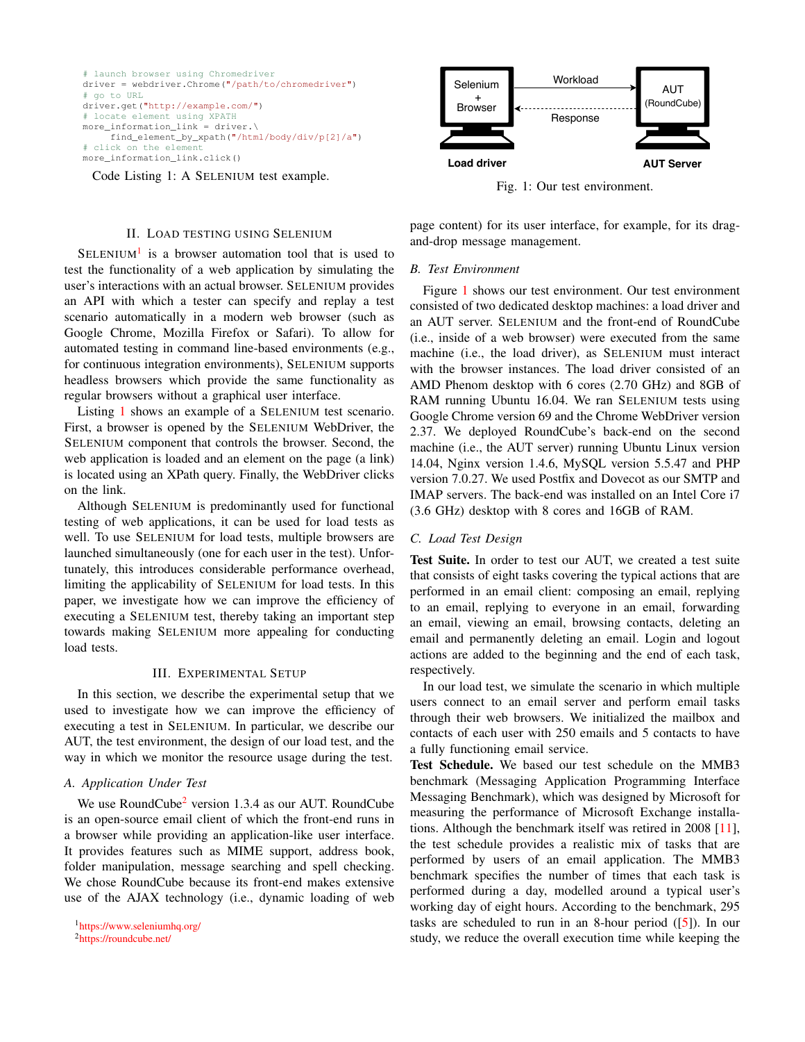```
# launch browser using Chromedriver
driver = webdriver.Chrome("/path/to/chromedriver")
# go to URL
driver.get("http://example.com/")
# locate element using XPATH
more_information_link = driver.\
    find_element_by_xpath("/html/body/div/p[2]/a")
# click on the element
more_information_link.click()
```

Code Listing 1: A SELENIUM test example.

Fig. 1: Our test environment.

## II. LOAD TESTING USING SELENIUM

SELENIUM[1] is a browser automation tool that is used to test the functionality of a web application by simulating the user's interactions with an actual browser. SELENIUM provides an API with which a tester can specify and replay a test scenario automatically in a modern web browser (such as Google Chrome, Mozilla Firefox or Safari). To allow for automated testing in command line-based environments (e.g., for continuous integration environments), SELENIUM supports headless browsers which provide the same functionality as regular browsers without a graphical user interface.

Listing 1 shows an example of a SELENIUM test scenario. First, a browser is opened by the SELENIUM WebDriver, the SELENIUM component that controls the browser. Second, the web application is loaded and an element on the page (a link) is located using an XPath query. Finally, the WebDriver clicks on the link.

Although SELENIUM is predominantly used for functional testing of web applications, it can be used for load tests as well. To use SELENIUM for load tests, multiple browsers are launched simultaneously (one for each user in the test). Unfortunately, this introduces considerable performance overhead, limiting the applicability of SELENIUM for load tests. In this paper, we investigate how we can improve the efficiency of executing a SELENIUM test, thereby taking an important step towards making SELENIUM more appealing for conducting load tests.

## III. EXPERIMENTAL SETUP

In this section, we describe the experimental setup that we used to investigate how we can improve the efficiency of executing a test in SELENIUM. In particular, we describe our AUT, the test environment, the design of our load test, and the way in which we monitor the resource usage during the test.

### A. Application Under Test

We use RoundCube[2] version 1.3.4 as our AUT. RoundCube is an open-source email client of which the front-end runs in a browser while providing an application-like user interface. It provides features such as MIME support, address book, folder manipulation, message searching and spell checking. We chose RoundCube because its front-end makes extensive use of the AJAX technology (i.e., dynamic loading of web page content) for its user interface, for example, for its drag-and-drop message management.

### B. Test Environment

Figure 1 shows our test environment. Our test environment consisted of two dedicated desktop machines: a load driver and an AUT server. SELENIUM and the front-end of RoundCube (i.e., inside of a web browser) were executed from the same machine (i.e., the load driver), as SELENIUM must interact with the browser instances. The load driver consisted of an AMD Phenom desktop with 6 cores (2.70 GHz) and 8GB of RAM running Ubuntu 16.04. We ran SELENIUM tests using Google Chrome version 69 and the Chrome WebDriver version 2.37. We deployed RoundCube's back-end on the second machine (i.e., the AUT server) running Ubuntu Linux version 14.04, Nginx version 1.4.6, MySQL version 5.5.47 and PHP version 7.0.27. We used Postfix and Dovecot as our SMTP and IMAP servers. The back-end was installed on an Intel Core i7 (3.6 GHz) desktop with 8 cores and 16GB of RAM.

### C. Load Test Design

**Test Suite.** In order to test our AUT, we created a test suite that consists of eight tasks covering the typical actions that are performed in an email client: composing an email, replying to an email, replying to everyone in an email, forwarding an email, viewing an email, browsing contacts, deleting an email and permanently deleting an email. Login and logout actions are added to the beginning and the end of each task, respectively.

In our load test, we simulate the scenario in which multiple users connect to an email server and perform email tasks through their web browsers. We initialized the mailbox and contacts of each user with 250 emails and 5 contacts to have a fully functioning email service.

**Test Schedule.** We based our test schedule on the MMB3 benchmark (Messaging Application Programming Interface Messaging Benchmark), which was designed by Microsoft for measuring the performance of Microsoft Exchange installations. Although the benchmark itself was retired in 2008 [11], the test schedule provides a realistic mix of tasks that are performed by users of an email application. The MMB3 benchmark specifies the number of times that each task is performed during a day, modelled around a typical user's working day of eight hours. According to the benchmark, 295 tasks are scheduled to run in an 8-hour period ([5]). In our study, we reduce the overall execution time while keeping the

[1] https://www.seleniumhq.org/

[2] https://roundcube.net/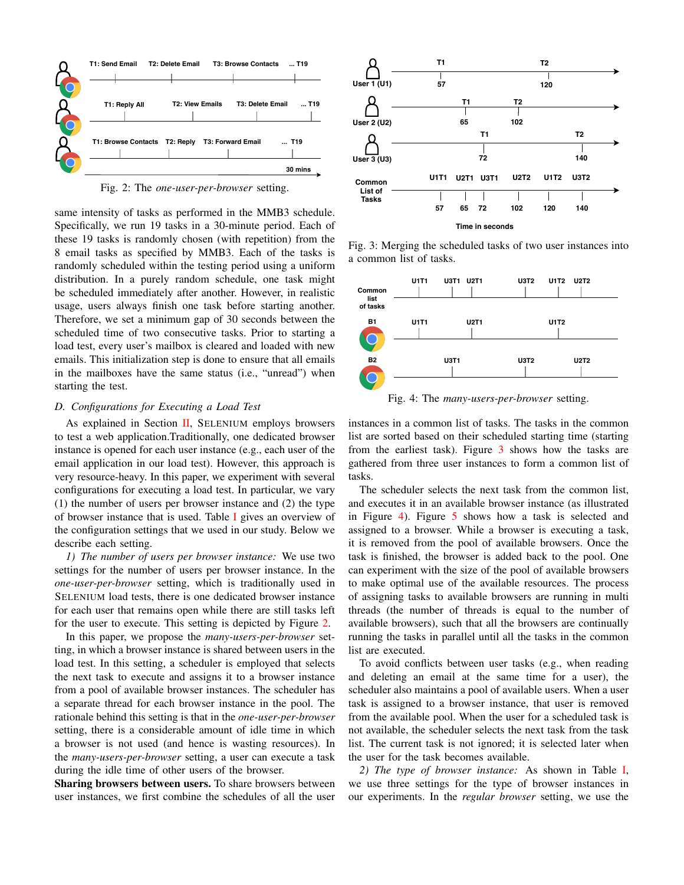Fig. 2: The *one-user-per-browser* setting.

same intensity of tasks as performed in the MMB3 schedule. Specifically, we run 19 tasks in a 30-minute period. Each of these 19 tasks is randomly chosen (with repetition) from the 8 email tasks as specified by MMB3. Each of the tasks is randomly scheduled within the testing period using a uniform distribution. In a purely random schedule, one task might be scheduled immediately after another. However, in realistic usage, users always finish one task before starting another. Therefore, we set a minimum gap of 30 seconds between the scheduled time of two consecutive tasks. Prior to starting a load test, every user's mailbox is cleared and loaded with new emails. This initialization step is done to ensure that all emails in the mailboxes have the same status (i.e., "unread") when starting the test.

### D. Configurations for Executing a Load Test

As explained in Section II, SELENIUM employs browsers to test a web application.Traditionally, one dedicated browser instance is opened for each user instance (e.g., each user of the email application in our load test). However, this approach is very resource-heavy. In this paper, we experiment with several configurations for executing a load test. In particular, we vary (1) the number of users per browser instance and (2) the type of browser instance that is used. Table I gives an overview of the configuration settings that we used in our study. Below we describe each setting.

*1) The number of users per browser instance:* We use two settings for the number of users per browser instance. In the *one-user-per-browser* setting, which is traditionally used in SELENIUM load tests, there is one dedicated browser instance for each user that remains open while there are still tasks left for the user to execute. This setting is depicted by Figure 2.

In this paper, we propose the *many-users-per-browser* setting, in which a browser instance is shared between users in the load test. In this setting, a scheduler is employed that selects the next task to execute and assigns it to a browser instance from a pool of available browser instances. The scheduler has a separate thread for each browser instance in the pool. The rationale behind this setting is that in the *one-user-per-browser* setting, there is a considerable amount of idle time in which a browser is not used (and hence is wasting resources). In the *many-users-per-browser* setting, a user can execute a task during the idle time of other users of the browser.

**Sharing browsers between users.** To share browsers between user instances, we first combine the schedules of all the user instances in a common list of tasks. The tasks in the common list are sorted based on their scheduled starting time (starting from the earliest task). Figure 3 shows how the tasks are gathered from three user instances to form a common list of tasks.

Fig. 3: Merging the scheduled tasks of two user instances into a common list of tasks.

Fig. 4: The *many-users-per-browser* setting.

The scheduler selects the next task from the common list, and executes it in an available browser instance (as illustrated in Figure 4). Figure 5 shows how a task is selected and assigned to a browser. While a browser is executing a task, it is removed from the pool of available browsers. Once the task is finished, the browser is added back to the pool. One can experiment with the size of the pool of available browsers to make optimal use of the available resources. The process of assigning tasks to available browsers are running in multi threads (the number of threads is equal to the number of available browsers), such that all the browsers are continually running the tasks in parallel until all the tasks in the common list are executed.

To avoid conflicts between user tasks (e.g., when reading and deleting an email at the same time for a user), the scheduler also maintains a pool of available users. When a user task is assigned to a browser instance, that user is removed from the available pool. When the user for a scheduled task is not available, the scheduler selects the next task from the task list. The current task is not ignored; it is selected later when the user for the task becomes available.

*2) The type of browser instance:* As shown in Table I, we use three settings for the type of browser instances in our experiments. In the *regular browser* setting, we use the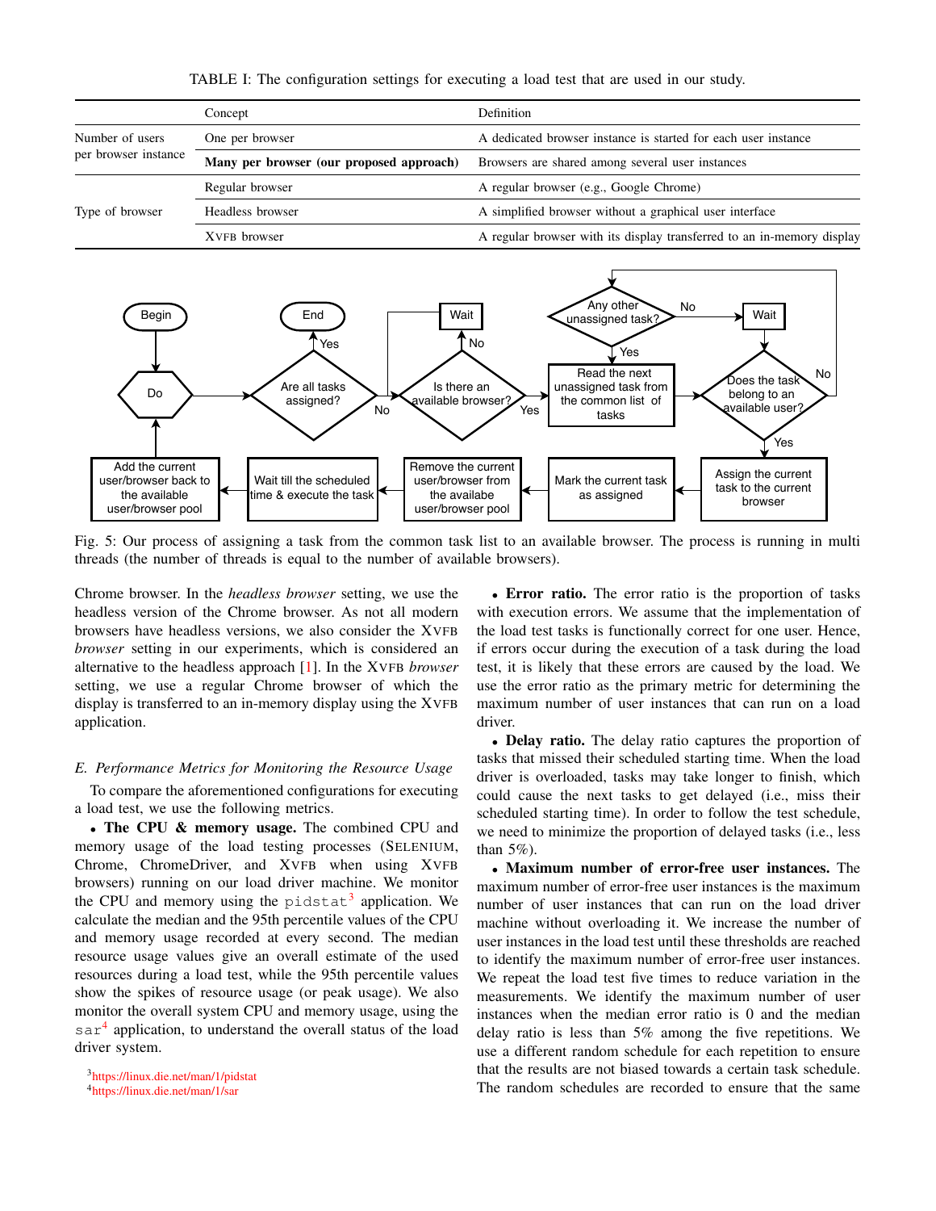TABLE I: The configuration settings for executing a load test that are used in our study.

| | Concept | Definition |
|---|---|---|
| Number of users per browser instance | One per browser | A dedicated browser instance is started for each user instance |
| | **Many per browser (our proposed approach)** | Browsers are shared among several user instances |
| Type of browser | Regular browser | A regular browser (e.g., Google Chrome) |
| | Headless browser | A simplified browser without a graphical user interface |
| | XVFB browser | A regular browser with its display transferred to an in-memory display |

Fig. 5: Our process of assigning a task from the common task list to an available browser. The process is running in multi threads (the number of threads is equal to the number of available browsers).

Chrome browser. In the *headless browser* setting, we use the headless version of the Chrome browser. As not all modern browsers have headless versions, we also consider the XVFB *browser* setting in our experiments, which is considered an alternative to the headless approach [1]. In the XVFB *browser* setting, we use a regular Chrome browser of which the display is transferred to an in-memory display using the XVFB application.

### E. Performance Metrics for Monitoring the Resource Usage

To compare the aforementioned configurations for executing a load test, we use the following metrics.

- **The CPU & memory usage.** The combined CPU and memory usage of the load testing processes (SELENIUM, Chrome, ChromeDriver, and XVFB when using XVFB browsers) running on our load driver machine. We monitor the CPU and memory using the `pidstat`[3] application. We calculate the median and the 95th percentile values of the CPU and memory usage recorded at every second. The median resource usage values give an overall estimate of the used resources during a load test, while the 95th percentile values show the spikes of resource usage (or peak usage). We also monitor the overall system CPU and memory usage, using the `sar`[4] application, to understand the overall status of the load driver system.
- **Error ratio.** The error ratio is the proportion of tasks with execution errors. We assume that the implementation of the load test tasks is functionally correct for one user. Hence, if errors occur during the execution of a task during the load test, it is likely that these errors are caused by the load. We use the error ratio as the primary metric for determining the maximum number of user instances that can run on a load driver.
- **Delay ratio.** The delay ratio captures the proportion of tasks that missed their scheduled starting time. When the load driver is overloaded, tasks may take longer to finish, which could cause the next tasks to get delayed (i.e., miss their scheduled starting time). In order to follow the test schedule, we need to minimize the proportion of delayed tasks (i.e., less than 5%).
- **Maximum number of error-free user instances.** The maximum number of error-free user instances is the maximum number of user instances that can run on the load driver machine without overloading it. We increase the number of user instances in the load test until these thresholds are reached to identify the maximum number of error-free user instances. We repeat the load test five times to reduce variation in the measurements. We identify the maximum number of user instances when the median error ratio is 0 and the median delay ratio is less than 5% among the five repetitions. We use a different random schedule for each repetition to ensure that the results are not biased towards a certain task schedule. The random schedules are recorded to ensure that the same

[3] https://linux.die.net/man/1/pidstat
[4] https://linux.die.net/man/1/sar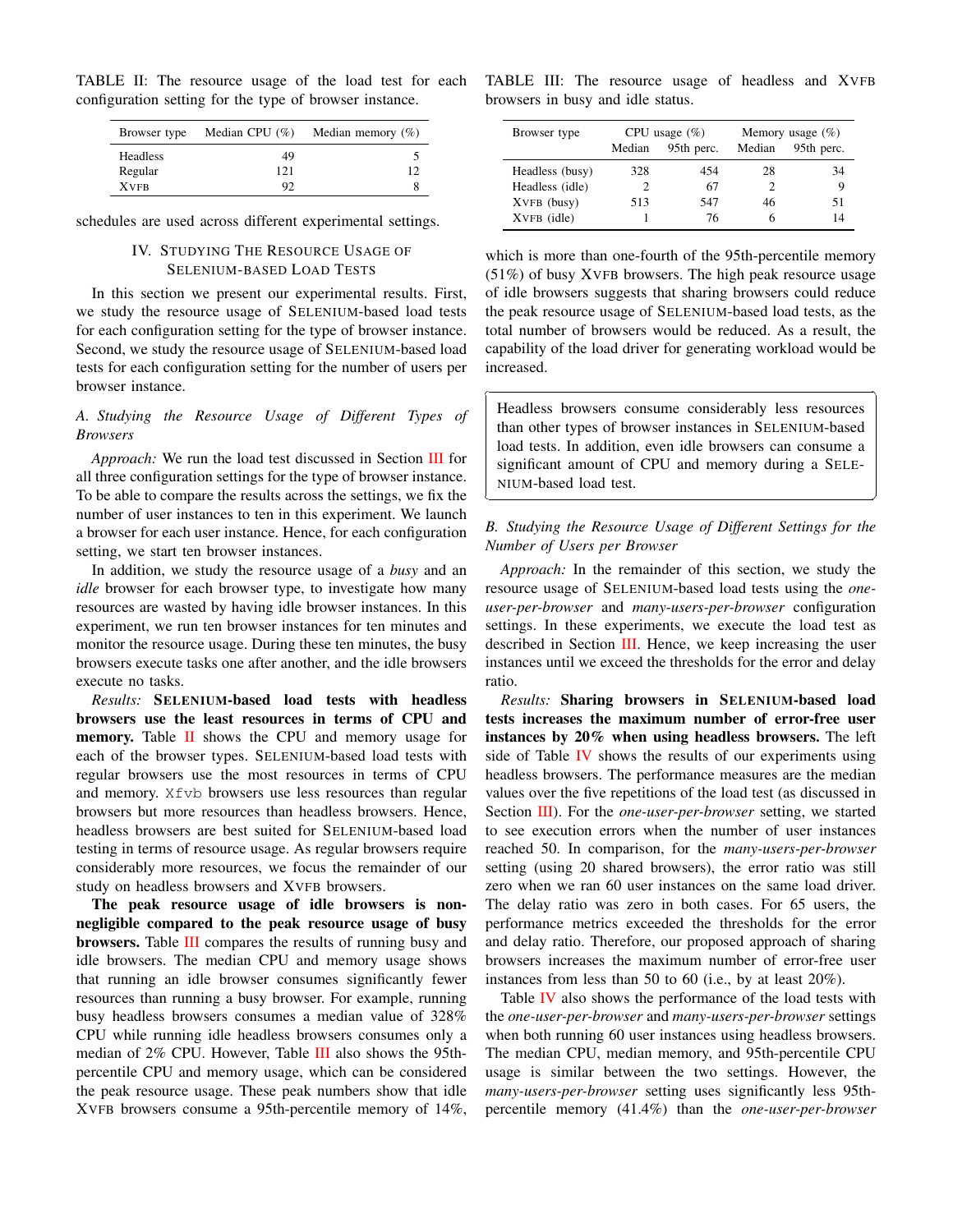TABLE II: The resource usage of the load test for each configuration setting for the type of browser instance.

| Browser type | Median CPU (%) | Median memory (%) |
|---|---|---|
| Headless | 49 | 5 |
| Regular | 121 | 12 |
| XVFB | 92 | 8 |

schedules are used across different experimental settings.

## IV. Studying the Resource Usage of Selenium-based Load Tests

In this section we present our experimental results. First, we study the resource usage of SELENIUM-based load tests for each configuration setting for the type of browser instance. Second, we study the resource usage of SELENIUM-based load tests for each configuration setting for the number of users per browser instance.

### A. Studying the Resource Usage of Different Types of Browsers

*Approach:* We run the load test discussed in Section III for all three configuration settings for the type of browser instance. To be able to compare the results across the settings, we fix the number of user instances to ten in this experiment. We launch a browser for each user instance. Hence, for each configuration setting, we start ten browser instances.

In addition, we study the resource usage of a *busy* and an *idle* browser for each browser type, to investigate how many resources are wasted by having idle browser instances. In this experiment, we run ten browser instances for ten minutes and monitor the resource usage. During these ten minutes, the busy browsers execute tasks one after another, and the idle browsers execute no tasks.

*Results:* **SELENIUM-based load tests with headless browsers use the least resources in terms of CPU and memory.** Table II shows the CPU and memory usage for each of the browser types. SELENIUM-based load tests with regular browsers use the most resources in terms of CPU and memory. Xfvb browsers use less resources than regular browsers but more resources than headless browsers. Hence, headless browsers are best suited for SELENIUM-based load testing in terms of resource usage. As regular browsers require considerably more resources, we focus the remainder of our study on headless browsers and XVFB browsers.

**The peak resource usage of idle browsers is non-negligible compared to the peak resource usage of busy browsers.** Table III compares the results of running busy and idle browsers. The median CPU and memory usage shows that running an idle browser consumes significantly fewer resources than running a busy browser. For example, running busy headless browsers consumes a median value of 328% CPU while running idle headless browsers consumes only a median of 2% CPU. However, Table III also shows the 95th-percentile CPU and memory usage, which can be considered the peak resource usage. These peak numbers show that idle XVFB browsers consume a 95th-percentile memory of 14%, which is more than one-fourth of the 95th-percentile memory (51%) of busy XVFB browsers. The high peak resource usage of idle browsers suggests that sharing browsers could reduce the peak resource usage of SELENIUM-based load tests, as the total number of browsers would be reduced. As a result, the capability of the load driver for generating workload would be increased.

TABLE III: The resource usage of headless and XVFB browsers in busy and idle status.

| Browser type | CPU usage (%) | | Memory usage (%) | |
|---|---|---|---|---|
| | Median | 95th perc. | Median | 95th perc. |
| Headless (busy) | 328 | 454 | 28 | 34 |
| Headless (idle) | 2 | 67 | 2 | 9 |
| XVFB (busy) | 513 | 547 | 46 | 51 |
| XVFB (idle) | 1 | 76 | 6 | 14 |

> Headless browsers consume considerably less resources than other types of browser instances in SELENIUM-based load tests. In addition, even idle browsers can consume a significant amount of CPU and memory during a SELENIUM-based load test.

### B. Studying the Resource Usage of Different Settings for the Number of Users per Browser

*Approach:* In the remainder of this section, we study the resource usage of SELENIUM-based load tests using the *one-user-per-browser* and *many-users-per-browser* configuration settings. In these experiments, we execute the load test as described in Section III. Hence, we keep increasing the user instances until we exceed the thresholds for the error and delay ratio.

*Results:* **Sharing browsers in SELENIUM-based load tests increases the maximum number of error-free user instances by 20% when using headless browsers.** The left side of Table IV shows the results of our experiments using headless browsers. The performance measures are the median values over the five repetitions of the load test (as discussed in Section III). For the *one-user-per-browser* setting, we started to see execution errors when the number of user instances reached 50. In comparison, for the *many-users-per-browser* setting (using 20 shared browsers), the error ratio was still zero when we ran 60 user instances on the same load driver. The delay ratio was zero in both cases. For 65 users, the performance metrics exceeded the thresholds for the error and delay ratio. Therefore, our proposed approach of sharing browsers increases the maximum number of error-free user instances from less than 50 to 60 (i.e., by at least 20%).

Table IV also shows the performance of the load tests with the *one-user-per-browser* and *many-users-per-browser* settings when both running 60 user instances using headless browsers. The median CPU, median memory, and 95th-percentile CPU usage is similar between the two settings. However, the *many-users-per-browser* setting uses significantly less 95th-percentile memory (41.4%) than the *one-user-per-browser*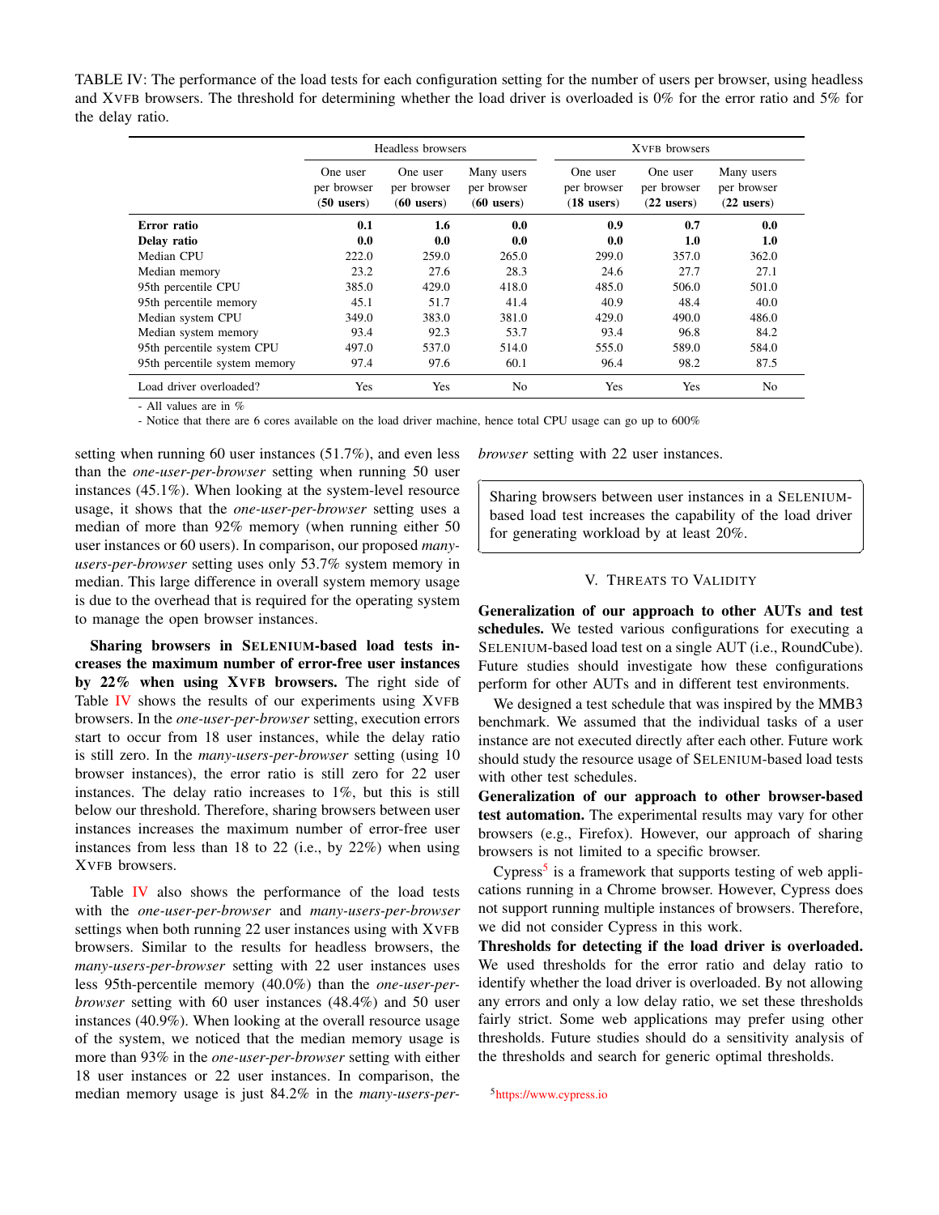TABLE IV: The performance of the load tests for each configuration setting for the number of users per browser, using headless and XVFB browsers. The threshold for determining whether the load driver is overloaded is 0% for the error ratio and 5% for the delay ratio.

| | Headless browsers | | | XVFB browsers | | |
|---|---|---|---|---|---|---|
| | One user per browser (50 users) | One user per browser (60 users) | Many users per browser (60 users) | One user per browser (18 users) | One user per browser (22 users) | Many users per browser (22 users) |
| **Error ratio** | **0.1** | **1.6** | **0.0** | **0.9** | **0.7** | **0.0** |
| **Delay ratio** | **0.0** | **0.0** | **0.0** | **0.0** | **1.0** | **1.0** |
| Median CPU | 222.0 | 259.0 | 265.0 | 299.0 | 357.0 | 362.0 |
| Median memory | 23.2 | 27.6 | 28.3 | 24.6 | 27.7 | 27.1 |
| 95th percentile CPU | 385.0 | 429.0 | 418.0 | 485.0 | 506.0 | 501.0 |
| 95th percentile memory | 45.1 | 51.7 | 41.4 | 40.9 | 48.4 | 40.0 |
| Median system CPU | 349.0 | 383.0 | 381.0 | 429.0 | 490.0 | 486.0 |
| Median system memory | 93.4 | 92.3 | 53.7 | 93.4 | 96.8 | 84.2 |
| 95th percentile system CPU | 497.0 | 537.0 | 514.0 | 555.0 | 589.0 | 584.0 |
| 95th percentile system memory | 97.4 | 97.6 | 60.1 | 96.4 | 98.2 | 87.5 |
| Load driver overloaded? | Yes | Yes | No | Yes | Yes | No |

- All values are in %
- Notice that there are 6 cores available on the load driver machine, hence total CPU usage can go up to 600%

setting when running 60 user instances (51.7%), and even less than the *one-user-per-browser* setting when running 50 user instances (45.1%). When looking at the system-level resource usage, it shows that the *one-user-per-browser* setting uses a median of more than 92% memory (when running either 50 user instances or 60 users). In comparison, our proposed *many-users-per-browser* setting uses only 53.7% system memory in median. This large difference in overall system memory usage is due to the overhead that is required for the operating system to manage the open browser instances.

**Sharing browsers in SELENIUM-based load tests increases the maximum number of error-free user instances by 22% when using XVFB browsers.** The right side of Table IV shows the results of our experiments using XVFB browsers. In the *one-user-per-browser* setting, execution errors start to occur from 18 user instances, while the delay ratio is still zero. In the *many-users-per-browser* setting (using 10 browser instances), the error ratio is still zero for 22 user instances. The delay ratio increases to 1%, but this is still below our threshold. Therefore, sharing browsers between user instances increases the maximum number of error-free user instances from less than 18 to 22 (i.e., by 22%) when using XVFB browsers.

Table IV also shows the performance of the load tests with the *one-user-per-browser* and *many-users-per-browser* settings when both running 22 user instances using with XVFB browsers. Similar to the results for headless browsers, the *many-users-per-browser* setting with 22 user instances uses less 95th-percentile memory (40.0%) than the *one-user-per-browser* setting with 60 user instances (48.4%) and 50 user instances (40.9%). When looking at the overall resource usage of the system, we noticed that the median memory usage is more than 93% in the *one-user-per-browser* setting with either 18 user instances or 22 user instances. In comparison, the median memory usage is just 84.2% in the *many-users-per-browser* setting with 22 user instances.

> Sharing browsers between user instances in a SELENIUM-based load test increases the capability of the load driver for generating workload by at least 20%.

## V. THREATS TO VALIDITY

**Generalization of our approach to other AUTs and test schedules.** We tested various configurations for executing a SELENIUM-based load test on a single AUT (i.e., RoundCube). Future studies should investigate how these configurations perform for other AUTs and in different test environments.

We designed a test schedule that was inspired by the MMB3 benchmark. We assumed that the individual tasks of a user instance are not executed directly after each other. Future work should study the resource usage of SELENIUM-based load tests with other test schedules.

**Generalization of our approach to other browser-based test automation.** The experimental results may vary for other browsers (e.g., Firefox). However, our approach of sharing browsers is not limited to a specific browser.

Cypress[5] is a framework that supports testing of web applications running in a Chrome browser. However, Cypress does not support running multiple instances of browsers. Therefore, we did not consider Cypress in this work.

**Thresholds for detecting if the load driver is overloaded.** We used thresholds for the error ratio and delay ratio to identify whether the load driver is overloaded. By not allowing any errors and only a low delay ratio, we set these thresholds fairly strict. Some web applications may prefer using other thresholds. Future studies should do a sensitivity analysis of the thresholds and search for generic optimal thresholds.

[5] https://www.cypress.io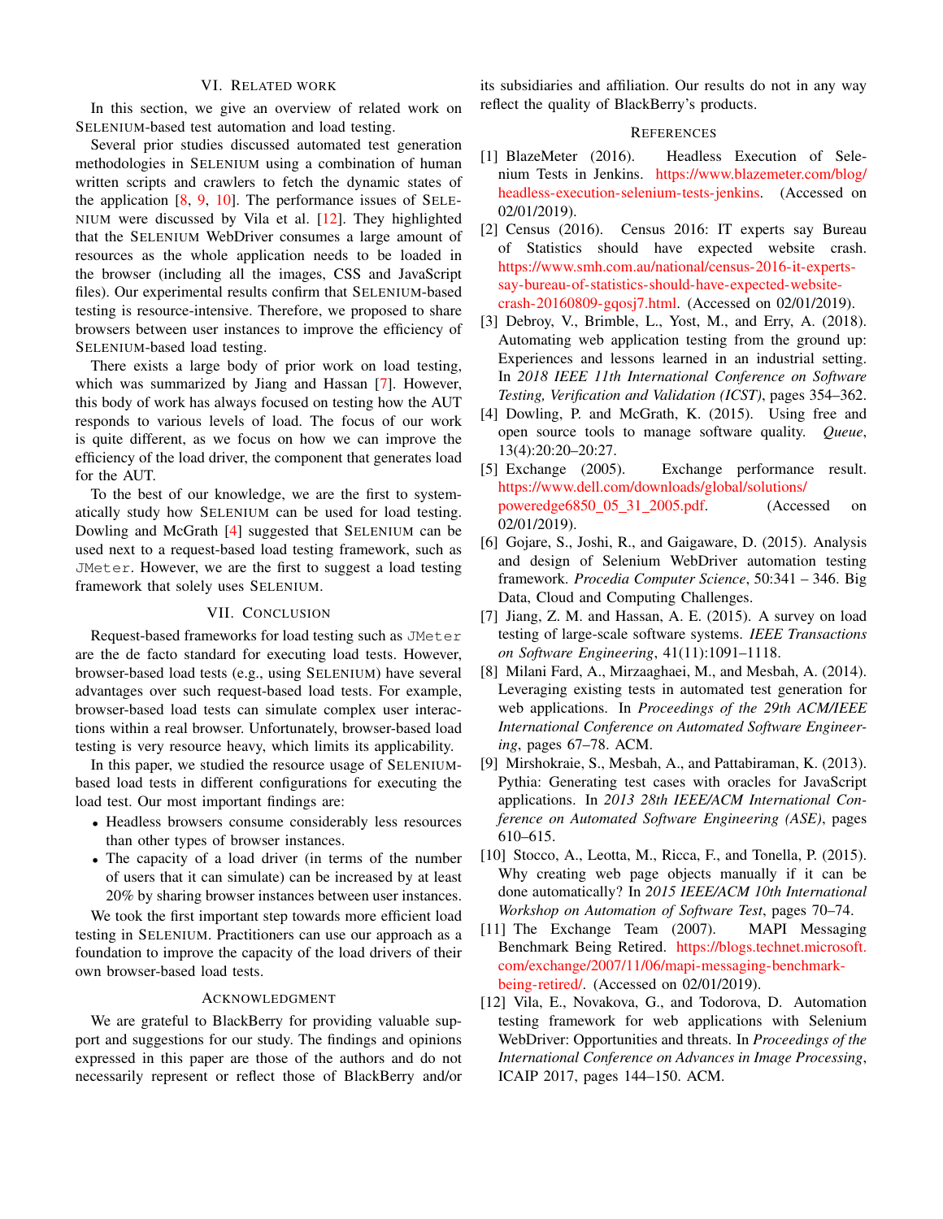## VI. Related work

In this section, we give an overview of related work on Selenium-based test automation and load testing.

Several prior studies discussed automated test generation methodologies in Selenium using a combination of human written scripts and crawlers to fetch the dynamic states of the application [8, 9, 10]. The performance issues of Selenium were discussed by Vila et al. [12]. They highlighted that the Selenium WebDriver consumes a large amount of resources as the whole application needs to be loaded in the browser (including all the images, CSS and JavaScript files). Our experimental results confirm that Selenium-based testing is resource-intensive. Therefore, we proposed to share browsers between user instances to improve the efficiency of Selenium-based load testing.

There exists a large body of prior work on load testing, which was summarized by Jiang and Hassan [7]. However, this body of work has always focused on testing how the AUT responds to various levels of load. The focus of our work is quite different, as we focus on how we can improve the efficiency of the load driver, the component that generates load for the AUT.

To the best of our knowledge, we are the first to systematically study how Selenium can be used for load testing. Dowling and McGrath [4] suggested that Selenium can be used next to a request-based load testing framework, such as `JMeter`. However, we are the first to suggest a load testing framework that solely uses Selenium.

## VII. Conclusion

Request-based frameworks for load testing such as `JMeter` are the de facto standard for executing load tests. However, browser-based load tests (e.g., using Selenium) have several advantages over such request-based load tests. For example, browser-based load tests can simulate complex user interactions within a real browser. Unfortunately, browser-based load testing is very resource heavy, which limits its applicability.

In this paper, we studied the resource usage of Selenium-based load tests in different configurations for executing the load test. Our most important findings are:

- Headless browsers consume considerably less resources than other types of browser instances.
- The capacity of a load driver (in terms of the number of users that it can simulate) can be increased by at least 20% by sharing browser instances between user instances.

We took the first important step towards more efficient load testing in Selenium. Practitioners can use our approach as a foundation to improve the capacity of the load drivers of their own browser-based load tests.

## Acknowledgment

We are grateful to BlackBerry for providing valuable support and suggestions for our study. The findings and opinions expressed in this paper are those of the authors and do not necessarily represent or reflect those of BlackBerry and/or its subsidiaries and affiliation. Our results do not in any way reflect the quality of BlackBerry's products.

## References

[1] BlazeMeter (2016). Headless Execution of Selenium Tests in Jenkins. https://www.blazemeter.com/blog/headless-execution-selenium-tests-jenkins. (Accessed on 02/01/2019).

[2] Census (2016). Census 2016: IT experts say Bureau of Statistics should have expected website crash. https://www.smh.com.au/national/census-2016-it-experts-say-bureau-of-statistics-should-have-expected-website-crash-20160809-gqosj7.html. (Accessed on 02/01/2019).

[3] Debroy, V., Brimble, L., Yost, M., and Erry, A. (2018). Automating web application testing from the ground up: Experiences and lessons learned in an industrial setting. In *2018 IEEE 11th International Conference on Software Testing, Verification and Validation (ICST)*, pages 354–362.

[4] Dowling, P. and McGrath, K. (2015). Using free and open source tools to manage software quality. *Queue*, 13(4):20:20–20:27.

[5] Exchange (2005). Exchange performance result. https://www.dell.com/downloads/global/solutions/poweredge6850_05_31_2005.pdf. (Accessed on 02/01/2019).

[6] Gojare, S., Joshi, R., and Gaigaware, D. (2015). Analysis and design of Selenium WebDriver automation testing framework. *Procedia Computer Science*, 50:341 – 346. Big Data, Cloud and Computing Challenges.

[7] Jiang, Z. M. and Hassan, A. E. (2015). A survey on load testing of large-scale software systems. *IEEE Transactions on Software Engineering*, 41(11):1091–1118.

[8] Milani Fard, A., Mirzaaghaei, M., and Mesbah, A. (2014). Leveraging existing tests in automated test generation for web applications. In *Proceedings of the 29th ACM/IEEE International Conference on Automated Software Engineering*, pages 67–78. ACM.

[9] Mirshokraie, S., Mesbah, A., and Pattabiraman, K. (2013). Pythia: Generating test cases with oracles for JavaScript applications. In *2013 28th IEEE/ACM International Conference on Automated Software Engineering (ASE)*, pages 610–615.

[10] Stocco, A., Leotta, M., Ricca, F., and Tonella, P. (2015). Why creating web page objects manually if it can be done automatically? In *2015 IEEE/ACM 10th International Workshop on Automation of Software Test*, pages 70–74.

[11] The Exchange Team (2007). MAPI Messaging Benchmark Being Retired. https://blogs.technet.microsoft.com/exchange/2007/11/06/mapi-messaging-benchmark-being-retired/. (Accessed on 02/01/2019).

[12] Vila, E., Novakova, G., and Todorova, D. Automation testing framework for web applications with Selenium WebDriver: Opportunities and threats. In *Proceedings of the International Conference on Advances in Image Processing*, ICAIP 2017, pages 144–150. ACM.